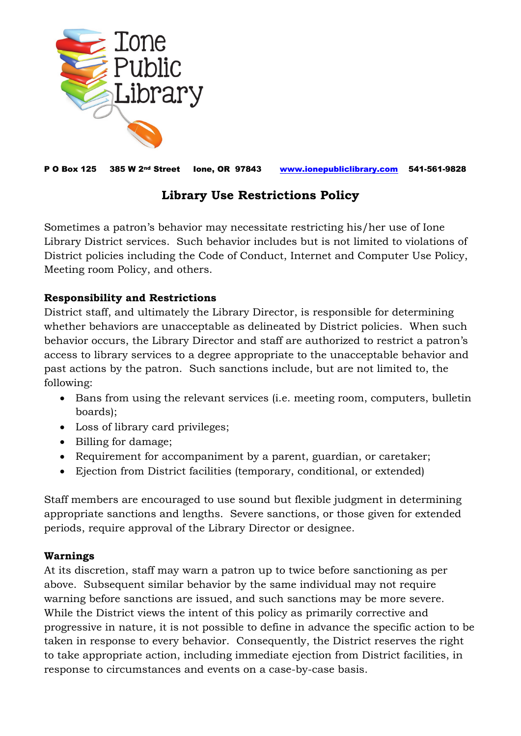Ione Public Library

**P O Box 125 385 W 2nd Street Ione, OR 97843 [www.ionepubliclibrary.com](http://www.ionepubliclibrary.com) 541-561-9828**

# Library Use Restrictions Policy

Sometimes a patron's behavior may necessitate restricting his/her use of Ione Library District services. Such behavior includes but is not limited to violations of District policies including the Code of Conduct, Internet and Computer Use Policy, Meeting room Policy, and others.

**Responsibility and Restrictions**

District staff, and ultimately the Library Director, is responsible for determining whether behaviors are unacceptable as delineated by District policies. When such behavior occurs, the Library Director and staff are authorized to restrict a patron's access to library services to a degree appropriate to the unacceptable behavior and past actions by the patron. Such sanctions include, but are not limited to, the following:

- Bans from using the relevant services (i.e. meeting room, computers, bulletin boards);
- Loss of library card privileges;
- Billing for damage;
- Requirement for accompaniment by a parent, guardian, or caretaker;
- Ejection from District facilities (temporary, conditional, or extended)

Staff members are encouraged to use sound but flexible judgment in determining appropriate sanctions and lengths. Severe sanctions, or those given for extended periods, require approval of the Library Director or designee.

**Warnings**

At its discretion, staff may warn a patron up to twice before sanctioning as per above. Subsequent similar behavior by the same individual may not require warning before sanctions are issued, and such sanctions may be more severe. While the District views the intent of this policy as primarily corrective and progressive in nature, it is not possible to define in advance the specific action to be taken in response to every behavior. Consequently, the District reserves the right to take appropriate action, including immediate ejection from District facilities, in response to circumstances and events on a case-by-case basis.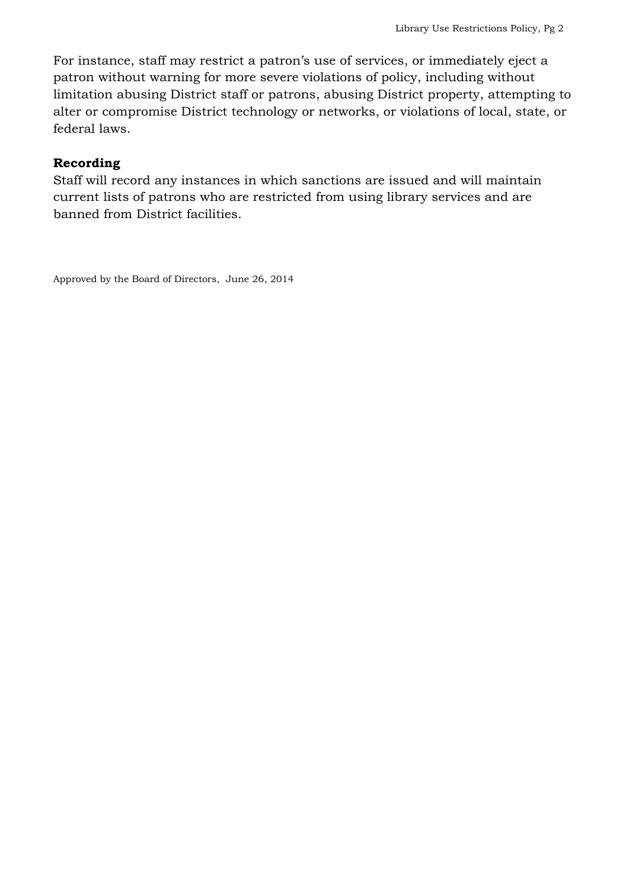For instance, staff may restrict a patron's use of services, or immediately eject a patron without warning for more severe violations of policy, including without limitation abusing District staff or patrons, abusing District property, attempting to alter or compromise District technology or networks, or violations of local, state, or federal laws.

**Recording**

Staff will record any instances in which sanctions are issued and will maintain current lists of patrons who are restricted from using library services and are banned from District facilities.

Approved by the Board of Directors, June 26, 2014